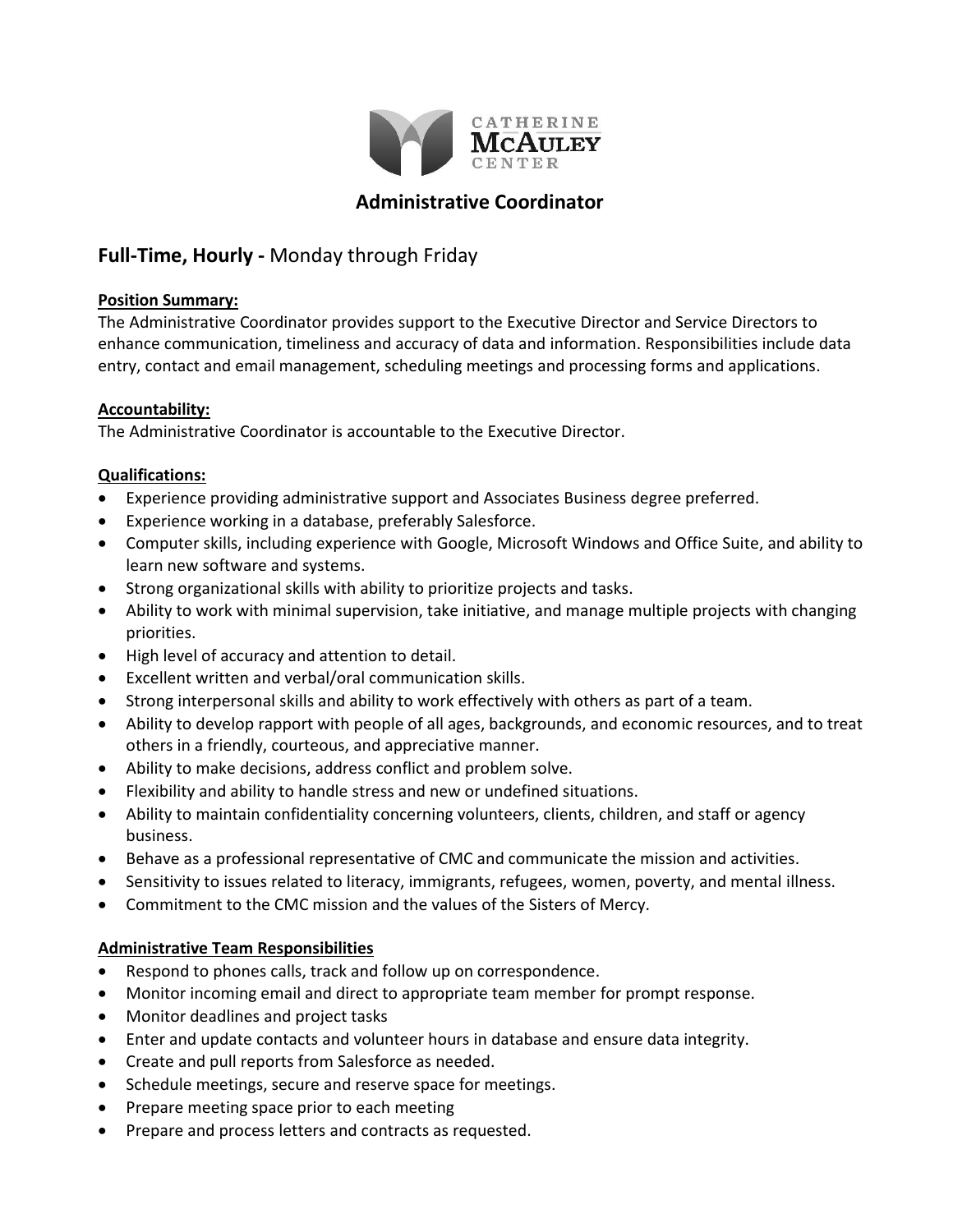CATHERINE MCAULEY CENTER

# Administrative Coordinator

## **Full-Time, Hourly -** Monday through Friday

**Position Summary:**
The Administrative Coordinator provides support to the Executive Director and Service Directors to enhance communication, timeliness and accuracy of data and information. Responsibilities include data entry, contact and email management, scheduling meetings and processing forms and applications.

**Accountability:**
The Administrative Coordinator is accountable to the Executive Director.

**Qualifications:**

- Experience providing administrative support and Associates Business degree preferred.
- Experience working in a database, preferably Salesforce.
- Computer skills, including experience with Google, Microsoft Windows and Office Suite, and ability to learn new software and systems.
- Strong organizational skills with ability to prioritize projects and tasks.
- Ability to work with minimal supervision, take initiative, and manage multiple projects with changing priorities.
- High level of accuracy and attention to detail.
- Excellent written and verbal/oral communication skills.
- Strong interpersonal skills and ability to work effectively with others as part of a team.
- Ability to develop rapport with people of all ages, backgrounds, and economic resources, and to treat others in a friendly, courteous, and appreciative manner.
- Ability to make decisions, address conflict and problem solve.
- Flexibility and ability to handle stress and new or undefined situations.
- Ability to maintain confidentiality concerning volunteers, clients, children, and staff or agency business.
- Behave as a professional representative of CMC and communicate the mission and activities.
- Sensitivity to issues related to literacy, immigrants, refugees, women, poverty, and mental illness.
- Commitment to the CMC mission and the values of the Sisters of Mercy.

**Administrative Team Responsibilities**

- Respond to phones calls, track and follow up on correspondence.
- Monitor incoming email and direct to appropriate team member for prompt response.
- Monitor deadlines and project tasks
- Enter and update contacts and volunteer hours in database and ensure data integrity.
- Create and pull reports from Salesforce as needed.
- Schedule meetings, secure and reserve space for meetings.
- Prepare meeting space prior to each meeting
- Prepare and process letters and contracts as requested.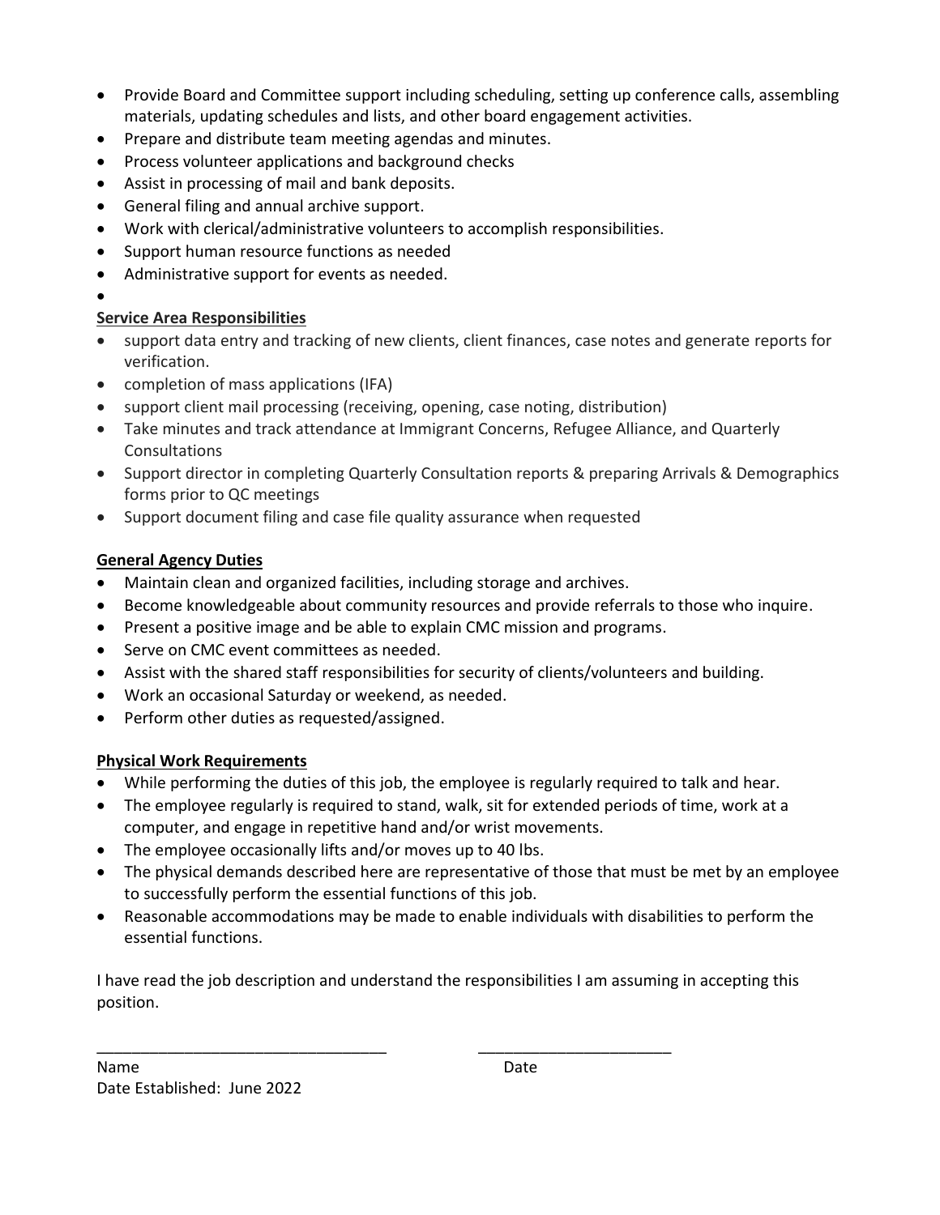- Provide Board and Committee support including scheduling, setting up conference calls, assembling materials, updating schedules and lists, and other board engagement activities.
- Prepare and distribute team meeting agendas and minutes.
- Process volunteer applications and background checks
- Assist in processing of mail and bank deposits.
- General filing and annual archive support.
- Work with clerical/administrative volunteers to accomplish responsibilities.
- Support human resource functions as needed
- Administrative support for events as needed.
-

**Service Area Responsibilities**

- support data entry and tracking of new clients, client finances, case notes and generate reports for verification.
- completion of mass applications (IFA)
- support client mail processing (receiving, opening, case noting, distribution)
- Take minutes and track attendance at Immigrant Concerns, Refugee Alliance, and Quarterly Consultations
- Support director in completing Quarterly Consultation reports & preparing Arrivals & Demographics forms prior to QC meetings
- Support document filing and case file quality assurance when requested

**General Agency Duties**

- Maintain clean and organized facilities, including storage and archives.
- Become knowledgeable about community resources and provide referrals to those who inquire.
- Present a positive image and be able to explain CMC mission and programs.
- Serve on CMC event committees as needed.
- Assist with the shared staff responsibilities for security of clients/volunteers and building.
- Work an occasional Saturday or weekend, as needed.
- Perform other duties as requested/assigned.

**Physical Work Requirements**

- While performing the duties of this job, the employee is regularly required to talk and hear.
- The employee regularly is required to stand, walk, sit for extended periods of time, work at a computer, and engage in repetitive hand and/or wrist movements.
- The employee occasionally lifts and/or moves up to 40 lbs.
- The physical demands described here are representative of those that must be met by an employee to successfully perform the essential functions of this job.
- Reasonable accommodations may be made to enable individuals with disabilities to perform the essential functions.

I have read the job description and understand the responsibilities I am assuming in accepting this position.

_________________________________ ______________________

Name Date

Date Established: June 2022